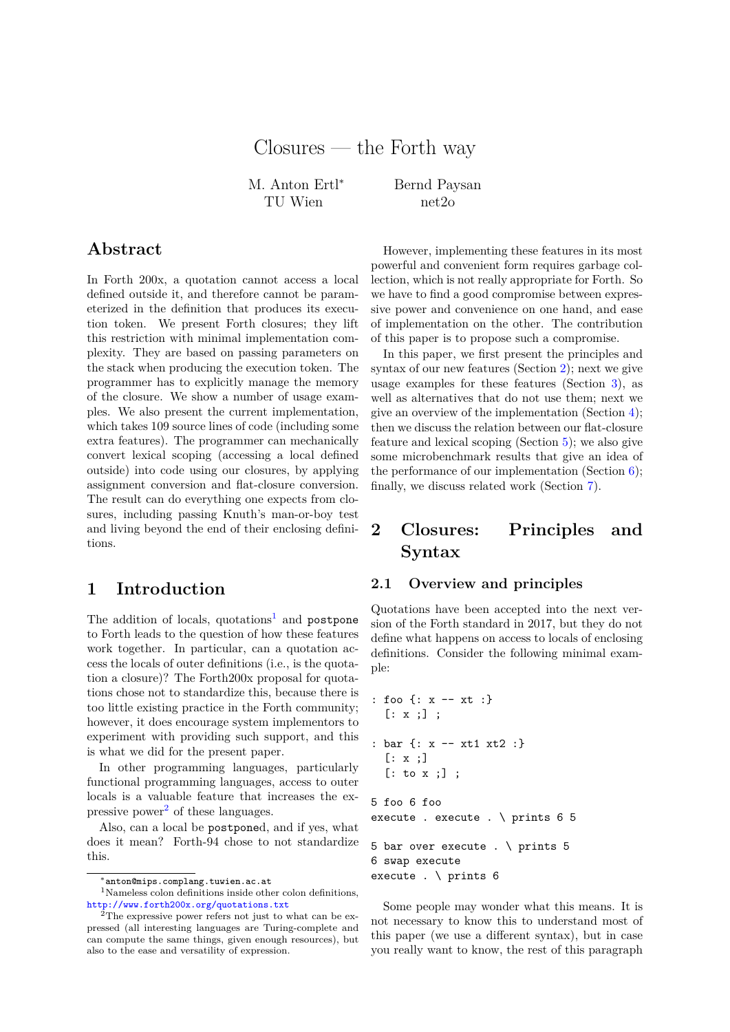# Closures — the Forth way

M. Anton Ertl[*] TU Wien

Bernd Paysan net2o

## Abstract

In Forth 200x, a quotation cannot access a local defined outside it, and therefore cannot be parameterized in the definition that produces its execution token. We present Forth closures; they lift this restriction with minimal implementation complexity. They are based on passing parameters on the stack when producing the execution token. The programmer has to explicitly manage the memory of the closure. We show a number of usage examples. We also present the current implementation, which takes 109 source lines of code (including some extra features). The programmer can mechanically convert lexical scoping (accessing a local defined outside) into code using our closures, by applying assignment conversion and flat-closure conversion. The result can do everything one expects from closures, including passing Knuth's man-or-boy test and living beyond the end of their enclosing definitions.

## 1 Introduction

The addition of locals, quotations[1] and `postpone` to Forth leads to the question of how these features work together. In particular, can a quotation access the locals of outer definitions (i.e., is the quotation a closure)? The Forth200x proposal for quotations chose not to standardize this, because there is too little existing practice in the Forth community; however, it does encourage system implementors to experiment with providing such support, and this is what we did for the present paper.

In other programming languages, particularly functional programming languages, access to outer locals is a valuable feature that increases the expressive power[2] of these languages.

Also, can a local be `postpone`d, and if yes, what does it mean? Forth-94 chose to not standardize this.

However, implementing these features in its most powerful and convenient form requires garbage collection, which is not really appropriate for Forth. So we have to find a good compromise between expressive power and convenience on one hand, and ease of implementation on the other. The contribution of this paper is to propose such a compromise.

In this paper, we first present the principles and syntax of our new features (Section 2); next we give usage examples for these features (Section 3), as well as alternatives that do not use them; next we give an overview of the implementation (Section 4); then we discuss the relation between our flat-closure feature and lexical scoping (Section 5); we also give some microbenchmark results that give an idea of the performance of our implementation (Section 6); finally, we discuss related work (Section 7).

## 2 Closures: Principles and Syntax

### 2.1 Overview and principles

Quotations have been accepted into the next version of the Forth standard in 2017, but they do not define what happens on access to locals of enclosing definitions. Consider the following minimal example:

```
: foo {: x -- xt :}
  [: x ;] ;

: bar {: x -- xt1 xt2 :}
  [: x ;]
  [: to x ;] ;

5 foo 6 foo
execute . execute . \ prints 6 5

5 bar over execute . \ prints 5
6 swap execute
execute . \ prints 6
```

Some people may wonder what this means. It is not necessary to know this to understand most of this paper (we use a different syntax), but in case you really want to know, the rest of this paragraph

---

[*] anton@mips.complang.tuwien.ac.at

[1] Nameless colon definitions inside other colon definitions, http://www.forth200x.org/quotations.txt

[2] The expressive power refers not just to what can be expressed (all interesting languages are Turing-complete and can compute the same things, given enough resources), but also to the ease and versatility of expression.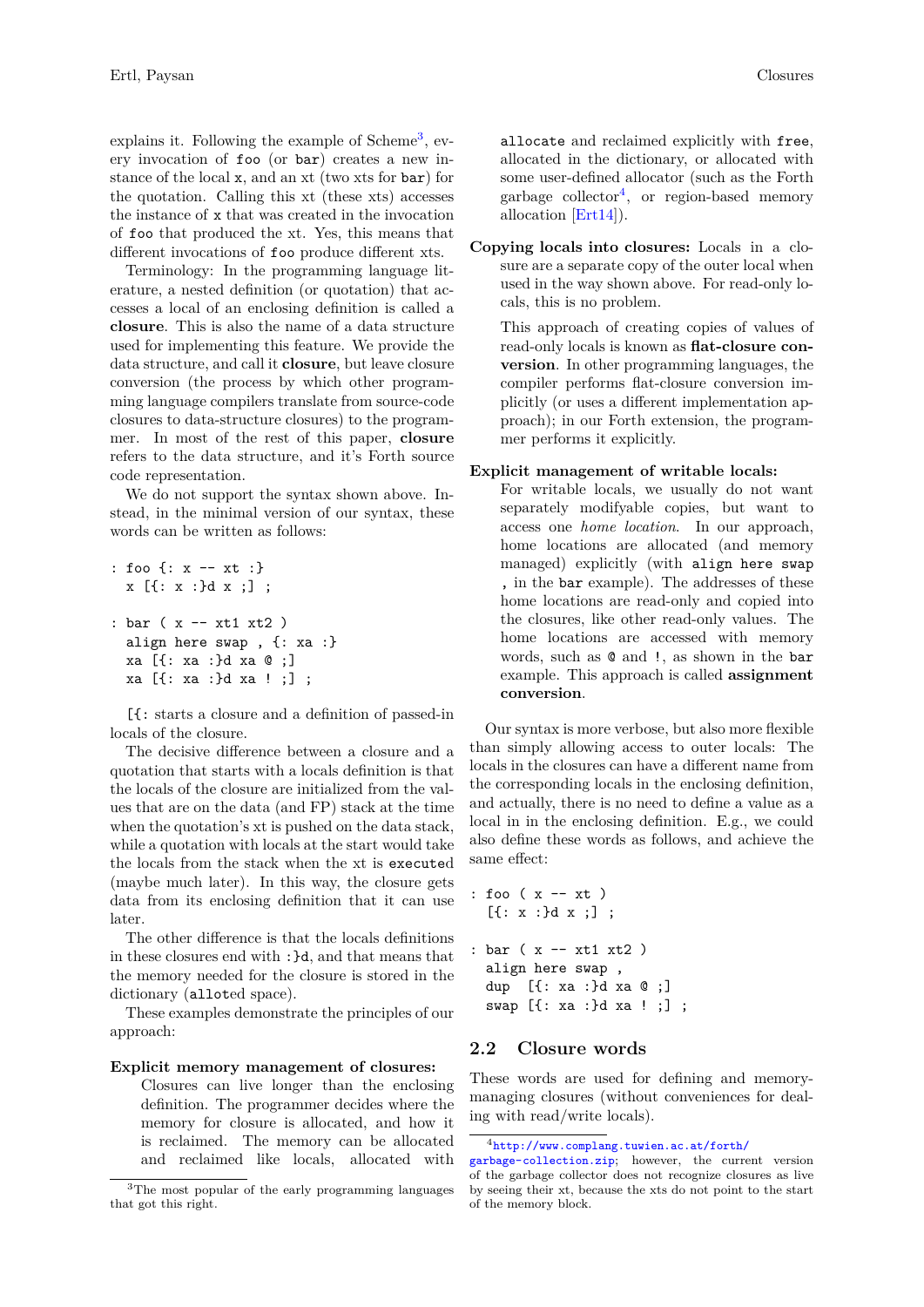explains it. Following the example of Scheme[3], every invocation of `foo` (or `bar`) creates a new instance of the local `x`, and an xt (two xts for `bar`) for the quotation. Calling this xt (these xts) accesses the instance of `x` that was created in the invocation of `foo` that produced the xt. Yes, this means that different invocations of `foo` produce different xts.

Terminology: In the programming language literature, a nested definition (or quotation) that accesses a local of an enclosing definition is called a **closure**. This is also the name of a data structure used for implementing this feature. We provide the data structure, and call it **closure**, but leave closure conversion (the process by which other programming language compilers translate from source-code closures to data-structure closures) to the programmer. In most of the rest of this paper, **closure** refers to the data structure, and it's Forth source code representation.

We do not support the syntax shown above. Instead, in the minimal version of our syntax, these words can be written as follows:

```
: foo {: x -- xt :}
  x [{: x :}d x ;] ;

: bar ( x -- xt1 xt2 )
  align here swap , {: xa :}
  xa [{: xa :}d xa @ ;]
  xa [{: xa :}d xa ! ;] ;
```

`[{:` starts a closure and a definition of passed-in locals of the closure.

The decisive difference between a closure and a quotation that starts with a locals definition is that the locals of the closure are initialized from the values that are on the data (and FP) stack at the time when the quotation's xt is pushed on the data stack, while a quotation with locals at the start would take the locals from the stack when the xt is `execute`d (maybe much later). In this way, the closure gets data from its enclosing definition that it can use later.

The other difference is that the locals definitions in these closures end with `:}d`, and that means that the memory needed for the closure is stored in the dictionary (`allot`ed space).

These examples demonstrate the principles of our approach:

**Explicit memory management of closures:** Closures can live longer than the enclosing definition. The programmer decides where the memory for closure is allocated, and how it is reclaimed. The memory can be allocated and reclaimed like locals, allocated with `allocate` and reclaimed explicitly with `free`, allocated in the dictionary, or allocated with some user-defined allocator (such as the Forth garbage collector[4], or region-based memory allocation [Ert14]).

**Copying locals into closures:** Locals in a closure are a separate copy of the outer local when used in the way shown above. For read-only locals, this is no problem.

This approach of creating copies of values of read-only locals is known as **flat-closure conversion**. In other programming languages, the compiler performs flat-closure conversion implicitly (or uses a different implementation approach); in our Forth extension, the programmer performs it explicitly.

**Explicit management of writable locals:** For writable locals, we usually do not want separately modifyable copies, but want to access one *home location*. In our approach, home locations are allocated (and memory managed) explicitly (with `align here swap ,` in the `bar` example). The addresses of these home locations are read-only and copied into the closures, like other read-only values. The home locations are accessed with memory words, such as `@` and `!`, as shown in the `bar` example. This approach is called **assignment conversion**.

Our syntax is more verbose, but also more flexible than simply allowing access to outer locals: The locals in the closures can have a different name from the corresponding locals in the enclosing definition, and actually, there is no need to define a value as a local in in the enclosing definition. E.g., we could also define these words as follows, and achieve the same effect:

```
: foo ( x -- xt )
  [{: x :}d x ;] ;

: bar ( x -- xt1 xt2 )
  align here swap ,
  dup  [{: xa :}d xa @ ;]
  swap [{: xa :}d xa ! ;] ;
```

## 2.2 Closure words

These words are used for defining and memory-managing closures (without conveniences for dealing with read/write locals).

[3] The most popular of the early programming languages that got this right.

[4] http://www.complang.tuwien.ac.at/forth/garbage-collection.zip; however, the current version of the garbage collector does not recognize closures as live by seeing their xt, because the xts do not point to the start of the memory block.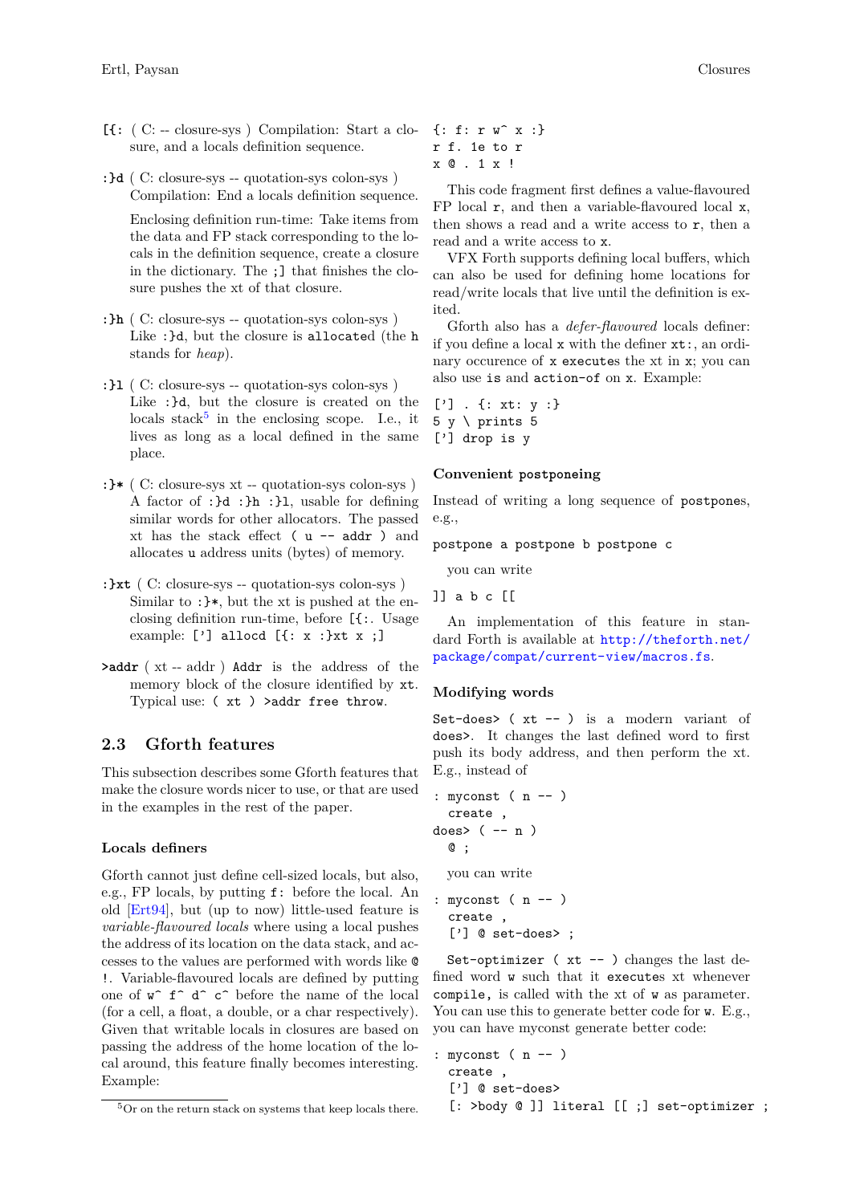**[{:** ( C: -- closure-sys ) Compilation: Start a closure, and a locals definition sequence.

**:}d** ( C: closure-sys -- quotation-sys colon-sys ) Compilation: End a locals definition sequence.

Enclosing definition run-time: Take items from the data and FP stack corresponding to the locals in the definition sequence, create a closure in the dictionary. The `;]` that finishes the closure pushes the xt of that closure.

**:}h** ( C: closure-sys -- quotation-sys colon-sys ) Like `:}d`, but the closure is `allocate`d (the `h` stands for *heap*).

**:}l** ( C: closure-sys -- quotation-sys colon-sys ) Like `:}d`, but the closure is created on the locals stack[5] in the enclosing scope. I.e., it lives as long as a local defined in the same place.

**:}*** ( C: closure-sys xt -- quotation-sys colon-sys ) A factor of `:}d :}h :}l`, usable for defining similar words for other allocators. The passed xt has the stack effect `( u -- addr )` and allocates `u` address units (bytes) of memory.

**:}xt** ( C: closure-sys -- quotation-sys colon-sys ) Similar to `:}*`, but the xt is pushed at the enclosing definition run-time, before `[{:`. Usage example: `['] allocd [{: x :}xt x ;]`

**>addr** ( xt -- addr ) `Addr` is the address of the memory block of the closure identified by `xt`. Typical use: `( xt ) >addr free throw`.

## 2.3 Gforth features

This subsection describes some Gforth features that make the closure words nicer to use, or that are used in the examples in the rest of the paper.

### Locals definers

Gforth cannot just define cell-sized locals, but also, e.g., FP locals, by putting `f:` before the local. An old [Ert94], but (up to now) little-used feature is *variable-flavoured locals* where using a local pushes the address of its location on the data stack, and accesses to the values are performed with words like `@ !`. Variable-flavoured locals are defined by putting one of `w^ f^ d^ c^` before the name of the local (for a cell, a float, a double, or a char respectively). Given that writable locals in closures are based on passing the address of the home location of the local around, this feature finally becomes interesting. Example:

```
{: f: r w^ x :}
r f. 1e to r
x @ . 1 x !
```

This code fragment first defines a value-flavoured FP local `r`, and then a variable-flavoured local `x`, then shows a read and a write access to `r`, then a read and a write access to `x`.

VFX Forth supports defining local buffers, which can also be used for defining home locations for read/write locals that live until the definition is exited.

Gforth also has a *defer-flavoured* locals definer: if you define a local `x` with the definer `xt:`, an ordinary occurence of `x` `execute`s the xt in `x`; you can also use `is` and `action-of` on `x`. Example:

```
['] . {: xt: y :}
5 y \ prints 5
['] drop is y
```

### Convenient `postpone`ing

Instead of writing a long sequence of `postpone`s, e.g.,

```
postpone a postpone b postpone c
```

you can write

```
]] a b c [[
```

An implementation of this feature in standard Forth is available at http://theforth.net/package/compat/current-view/macros.fs.

### Modifying words

`Set-does>` `( xt -- )` is a modern variant of `does>`. It changes the last defined word to first push its body address, and then perform the xt. E.g., instead of

```
: myconst ( n -- )
  create ,
does> ( -- n )
  @ ;
```

you can write

```
: myconst ( n -- )
  create ,
  ['] @ set-does> ;
```

`Set-optimizer` `( xt -- )` changes the last defined word `w` such that it `execute`s xt whenever `compile,` is called with the xt of `w` as parameter. You can use this to generate better code for `w`. E.g., you can have myconst generate better code:

```
: myconst ( n -- )
  create ,
  ['] @ set-does>
  [: >body @ ]] literal [[ ;] set-optimizer ;
```

[5] Or on the return stack on systems that keep locals there.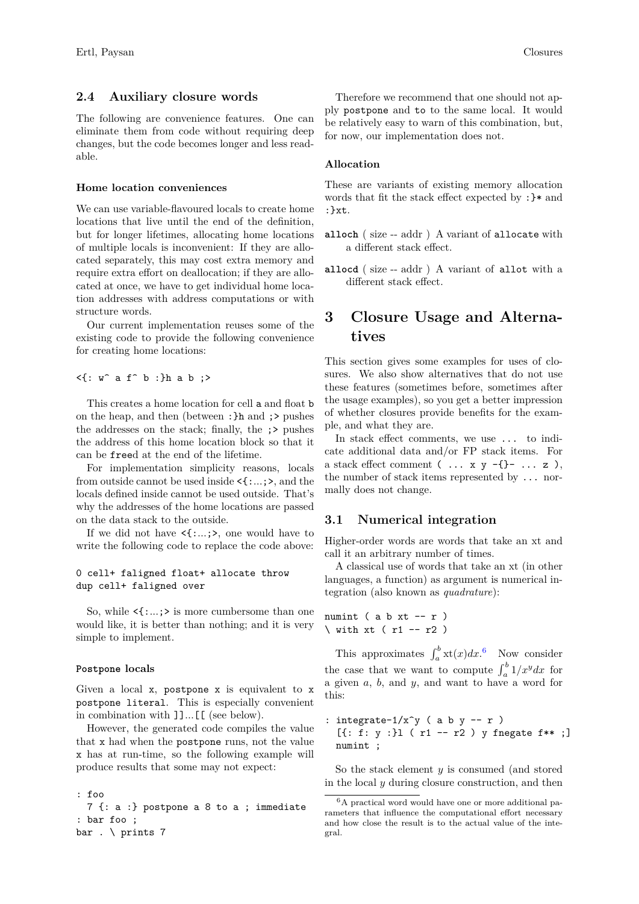## 2.4 Auxiliary closure words

The following are convenience features. One can eliminate them from code without requiring deep changes, but the code becomes longer and less readable.

#### Home location conveniences

We can use variable-flavoured locals to create home locations that live until the end of the definition, but for longer lifetimes, allocating home locations of multiple locals is inconvenient: If they are allocated separately, this may cost extra memory and require extra effort on deallocation; if they are allocated at once, we have to get individual home location addresses with address computations or with structure words.

Our current implementation reuses some of the existing code to provide the following convenience for creating home locations:

```
<{: w^ a f^ b :}h a b ;>
```

This creates a home location for cell `a` and float `b` on the heap, and then (between `:}h` and `;>` pushes the addresses on the stack; finally, the `;>` pushes the address of this home location block so that it can be `free`d at the end of the lifetime.

For implementation simplicity reasons, locals from outside cannot be used inside `<{:...;>`, and the locals defined inside cannot be used outside. That's why the addresses of the home locations are passed on the data stack to the outside.

If we did not have `<{:...;>`, one would have to write the following code to replace the code above:

```
0 cell+ faligned float+ allocate throw
dup cell+ faligned over
```

So, while `<{:...;>` is more cumbersome than one would like, it is better than nothing; and it is very simple to implement.

#### `Postpone` locals

Given a local `x`, `postpone x` is equivalent to `x postpone literal`. This is especially convenient in combination with `]]...[[` (see below).

However, the generated code compiles the value that `x` had when the `postpone` runs, not the value `x` has at run-time, so the following example will produce results that some may not expect:

```
: foo
  7 {: a :} postpone a 8 to a ; immediate
: bar foo ;
bar . \ prints 7
```

Therefore we recommend that one should not apply `postpone` and `to` to the same local. It would be relatively easy to warn of this combination, but, for now, our implementation does not.

#### Allocation

These are variants of existing memory allocation words that fit the stack effect expected by `:}*` and `:}xt`.

**`alloch`** ( size -- addr ) A variant of `allocate` with a different stack effect.

**`allocd`** ( size -- addr ) A variant of `allot` with a different stack effect.

# 3 Closure Usage and Alternatives

This section gives some examples for uses of closures. We also show alternatives that do not use these features (sometimes before, sometimes after the usage examples), so you get a better impression of whether closures provide benefits for the example, and what they are.

In stack effect comments, we use `...` to indicate additional data and/or FP stack items. For a stack effect comment `( ... x y -{}- ... z )`, the number of stack items represented by `...` normally does not change.

## 3.1 Numerical integration

Higher-order words are words that take an xt and call it an arbitrary number of times.

A classical use of words that take an xt (in other languages, a function) as argument is numerical integration (also known as *quadrature*):

```
numint ( a b xt -- r )
\ with xt ( r1 -- r2 )
```

This approximates $\int_a^b \mathrm{xt}(x)dx$.[6] Now consider the case that we want to compute $\int_a^b 1/x^y dx$ for a given $a$, $b$, and $y$, and want to have a word for this:

```
: integrate-1/x^y ( a b y -- r )
  [{: f: y :}l ( r1 -- r2 ) y fnegate f** ;]
  numint ;
```

So the stack element $y$ is consumed (and stored in the local $y$ during closure construction, and then

[6] A practical word would have one or more additional parameters that influence the computational effort necessary and how close the result is to the actual value of the integral.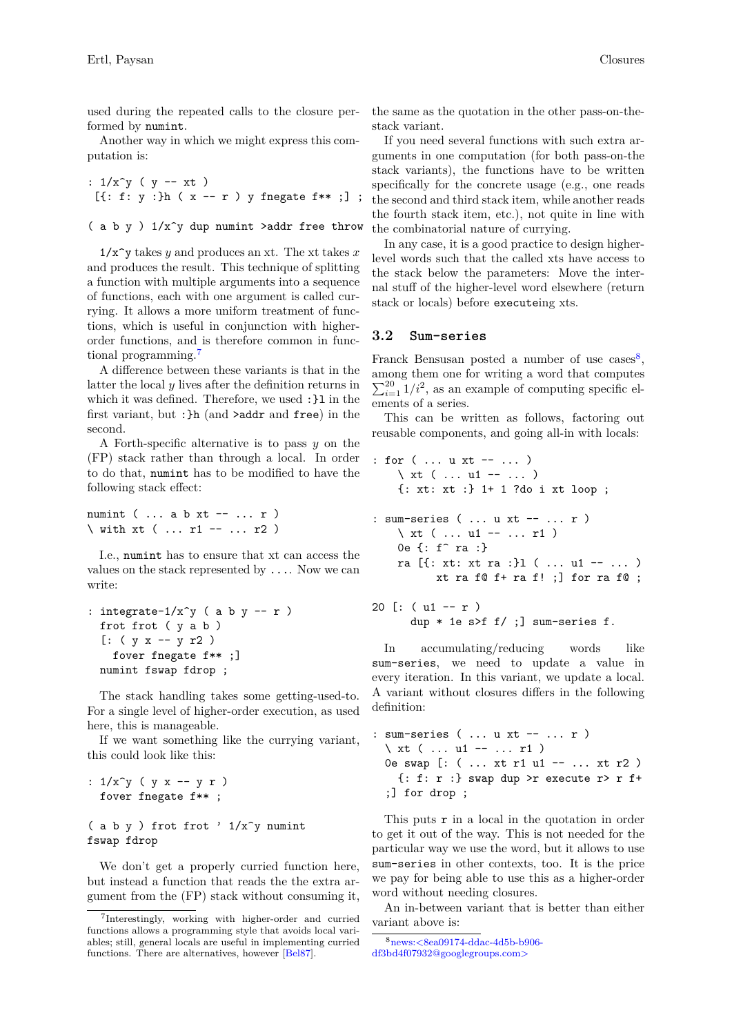used during the repeated calls to the closure performed by `numint`.

Another way in which we might express this computation is:

```
: 1/x^y ( y -- xt )
 [{: f: y :}h ( x -- r ) y fnegate f** ;] ;

( a b y ) 1/x^y dup numint >addr free throw
```

`1/x^y` takes $y$ and produces an xt. The xt takes $x$ and produces the result. This technique of splitting a function with multiple arguments into a sequence of functions, each with one argument is called currying. It allows a more uniform treatment of functions, which is useful in conjunction with higher-order functions, and is therefore common in functional programming.[7]

A difference between these variants is that in the latter the local $y$ lives after the definition returns in which it was defined. Therefore, we used `:}l` in the first variant, but `:}h` (and `>addr` and `free`) in the second.

A Forth-specific alternative is to pass $y$ on the (FP) stack rather than through a local. In order to do that, `numint` has to be modified to have the following stack effect:

```
numint ( ... a b xt -- ... r )
\ with xt ( ... r1 -- ... r2 )
```

I.e., `numint` has to ensure that xt can access the values on the stack represented by `...`. Now we can write:

```
: integrate-1/x^y ( a b y -- r )
  frot frot ( y a b )
  [: ( y x -- y r2 )
    fover fnegate f** ;]
  numint fswap fdrop ;
```

The stack handling takes some getting-used-to. For a single level of higher-order execution, as used here, this is manageable.

If we want something like the currying variant, this could look like this:

```
: 1/x^y ( y x -- y r )
  fover fnegate f** ;

( a b y ) frot frot ' 1/x^y numint
fswap fdrop
```

We don't get a properly curried function here, but instead a function that reads the the extra argument from the (FP) stack without consuming it, the same as the quotation in the other pass-on-the-stack variant.

If you need several functions with such extra arguments in one computation (for both pass-on-the stack variants), the functions have to be written specifically for the concrete usage (e.g., one reads the second and third stack item, while another reads the fourth stack item, etc.), not quite in line with the combinatorial nature of currying.

In any case, it is a good practice to design higher-level words such that the called xts have access to the stack below the parameters: Move the internal stuff of the higher-level word elsewhere (return stack or locals) before `execute`ing xts.

### 3.2 `Sum-series`

Franck Bensusan posted a number of use cases[8], among them one for writing a word that computes $\sum_{i=1}^{20} 1/i^2$, as an example of computing specific elements of a series.

This can be written as follows, factoring out reusable components, and going all-in with locals:

```
: for ( ... u xt -- ... )
    \ xt ( ... u1 -- ... )
    {: xt: xt :} 1+ 1 ?do i xt loop ;

: sum-series ( ... u xt -- ... r )
    \ xt ( ... u1 -- ... r1 )
    0e {: f^ ra :}
    ra [{: xt: xt ra :}l ( ... u1 -- ... )
         xt ra f@ f+ ra f! ;] for ra f@ ;

20 [: ( u1 -- r )
     dup * 1e s>f f/ ;] sum-series f.
```

In accumulating/reducing words like `sum-series`, we need to update a value in every iteration. In this variant, we update a local. A variant without closures differs in the following definition:

```
: sum-series ( ... u xt -- ... r )
  \ xt ( ... u1 -- ... r1 )
  0e swap [: ( ... xt r1 u1 -- ... xt r2 )
    {: f: r :} swap dup >r execute r> r f+
  ;] for drop ;
```

This puts `r` in a local in the quotation in order to get it out of the way. This is not needed for the particular way we use the word, but it allows to use `sum-series` in other contexts, too. It is the price we pay for being able to use this as a higher-order word without needing closures.

An in-between variant that is better than either variant above is:

---

[7] Interestingly, working with higher-order and curried functions allows a programming style that avoids local variables; still, general locals are useful in implementing curried functions. There are alternatives, however [Bel87].

[8] news:<8ea09174-ddac-4d5b-b906-df3bd4f07932@googlegroups.com>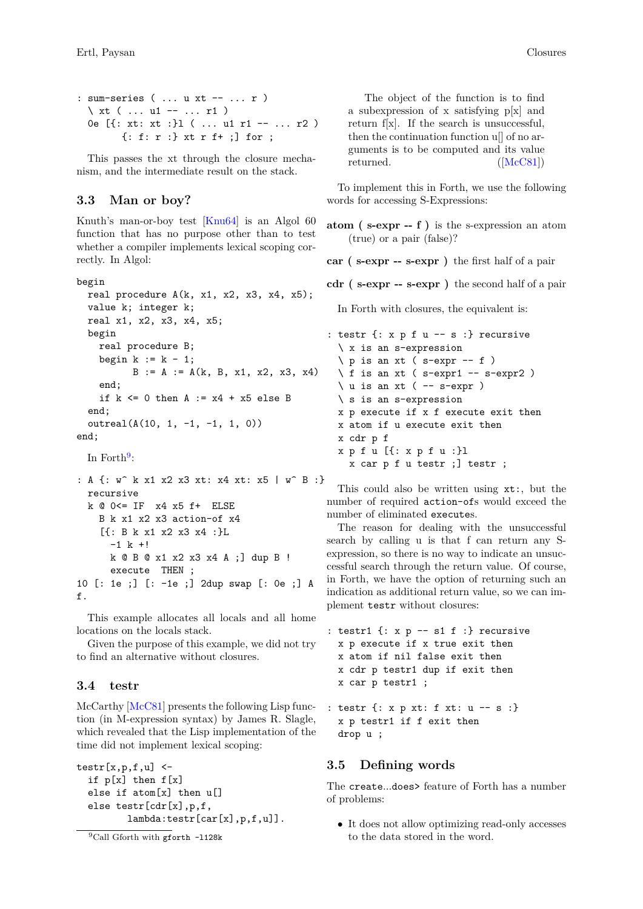```
: sum-series ( ... u xt -- ... r )
  \ xt ( ... u1 -- ... r1 )
  0e [{: xt: xt :}l ( ... u1 r1 -- ... r2 )
       {: f: r :} xt r f+ ;] for ;
```

This passes the xt through the closure mechanism, and the intermediate result on the stack.

## 3.3 Man or boy?

Knuth's man-or-boy test [Knu64] is an Algol 60 function that has no purpose other than to test whether a compiler implements lexical scoping correctly. In Algol:

```
begin
  real procedure A(k, x1, x2, x3, x4, x5);
  value k; integer k;
  real x1, x2, x3, x4, x5;
  begin
    real procedure B;
    begin k := k - 1;
          B := A := A(k, B, x1, x2, x3, x4)
    end;
    if k <= 0 then A := x4 + x5 else B
  end;
  outreal(A(10, 1, -1, -1, 1, 0))
end;
```

In Forth[9]:

```
: A {: w^ k x1 x2 x3 xt: x4 xt: x5 | w^ B :}
  recursive
  k @ 0<= IF  x4 x5 f+  ELSE
    B k x1 x2 x3 action-of x4
    [{: B k x1 x2 x3 x4 :}L
      -1 k +!
      k @ B @ x1 x2 x3 x4 A ;] dup B !
      execute  THEN ;
10 [: 1e ;] [: -1e ;] 2dup swap [: 0e ;] A
f.
```

This example allocates all locals and all home locations on the locals stack.

Given the purpose of this example, we did not try to find an alternative without closures.

## 3.4 testr

McCarthy [McC81] presents the following Lisp function (in M-expression syntax) by James R. Slagle, which revealed that the Lisp implementation of the time did not implement lexical scoping:

```
testr[x,p,f,u] <-
  if p[x] then f[x]
  else if atom[x] then u[]
  else testr[cdr[x],p,f,
         lambda:testr[car[x],p,f,u]].
```

> The object of the function is to find a subexpression of x satisfying p[x] and return f[x]. If the search is unsuccessful, then the continuation function u[] of no arguments is to be computed and its value returned. ([McC81])

To implement this in Forth, we use the following words for accessing S-Expressions:

**atom ( s-expr -- f )** is the s-expression an atom (true) or a pair (false)?

**car ( s-expr -- s-expr )** the first half of a pair

**cdr ( s-expr -- s-expr )** the second half of a pair

In Forth with closures, the equivalent is:

```
: testr {: x p f u -- s :} recursive
  \ x is an s-expression
  \ p is an xt ( s-expr -- f )
  \ f is an xt ( s-expr1 -- s-expr2 )
  \ u is an xt ( -- s-expr )
  \ s is an s-expression
  x p execute if x f execute exit then
  x atom if u execute exit then
  x cdr p f
  x p f u [{: x p f u :}l
    x car p f u testr ;] testr ;
```

This could also be written using `xt:`, but the number of required `action-of`s would exceed the number of eliminated `execute`s.

The reason for dealing with the unsuccessful search by calling u is that f can return any S-expression, so there is no way to indicate an unsuccessful search through the return value. Of course, in Forth, we have the option of returning such an indication as additional return value, so we can implement `testr` without closures:

```
: testr1 {: x p -- s1 f :} recursive
  x p execute if x true exit then
  x atom if nil false exit then
  x cdr p testr1 dup if exit then
  x car p testr1 ;
```

```
: testr {: x p xt: f xt: u -- s :}
  x p testr1 if f exit then
  drop u ;
```

## 3.5 Defining words

The `create...does>` feature of Forth has a number of problems:

- It does not allow optimizing read-only accesses to the data stored in the word.

[9] Call Gforth with `gforth -l128k`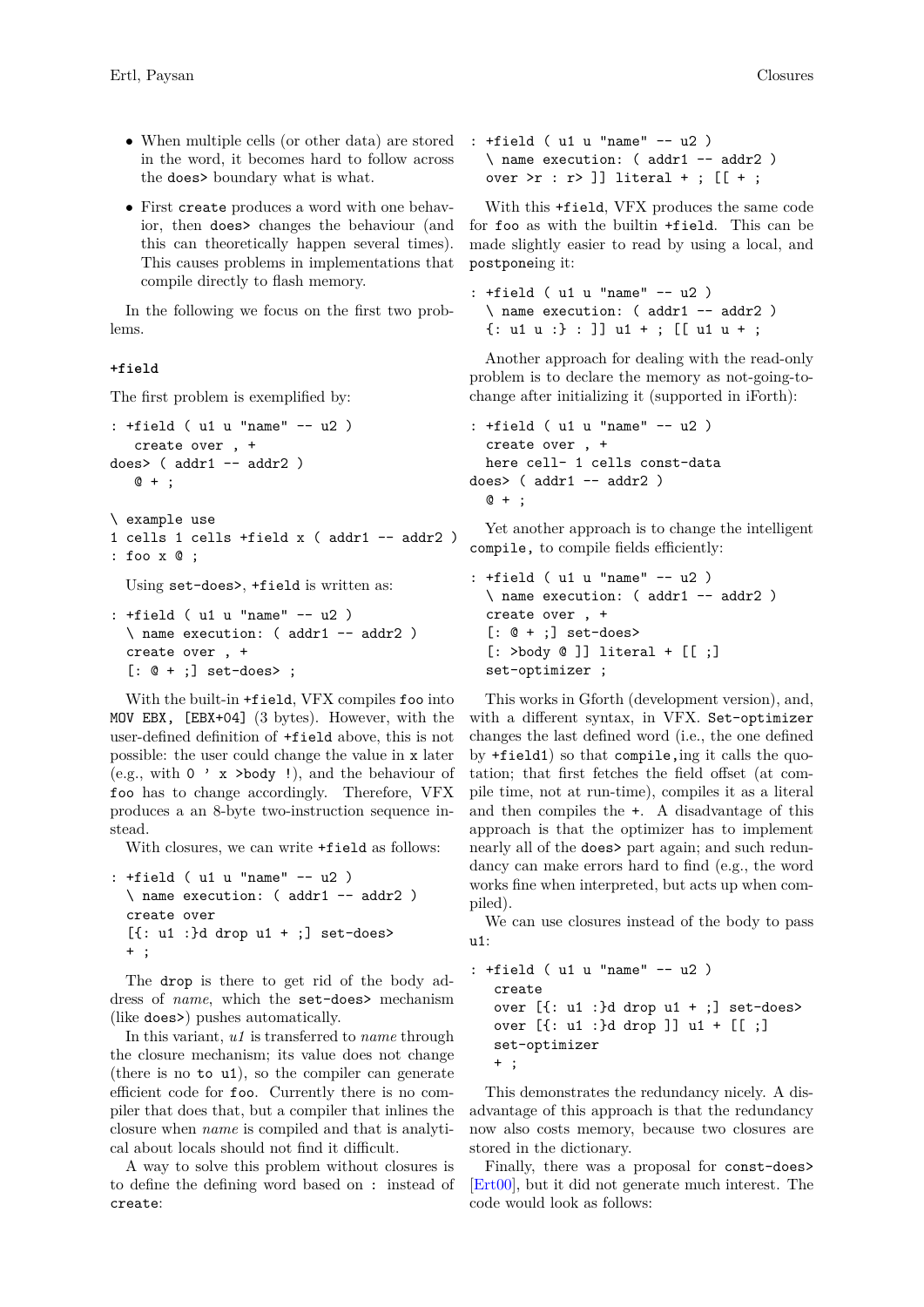- When multiple cells (or other data) are stored in the word, it becomes hard to follow across the `does>` boundary what is what.
- First `create` produces a word with one behavior, then `does>` changes the behaviour (and this can theoretically happen several times). This causes problems in implementations that compile directly to flash memory.

In the following we focus on the first two problems.

### `+field`

The first problem is exemplified by:

```
: +field ( u1 u "name" -- u2 )
   create over , +
does> ( addr1 -- addr2 )
   @ + ;

\ example use
1 cells 1 cells +field x ( addr1 -- addr2 )
: foo x @ ;
```

Using `set-does>`, `+field` is written as:

```
: +field ( u1 u "name" -- u2 )
  \ name execution: ( addr1 -- addr2 )
  create over , +
  [: @ + ;] set-does> ;
```

With the built-in `+field`, VFX compiles `foo` into `MOV EBX, [EBX+04]` (3 bytes). However, with the user-defined definition of `+field` above, this is not possible: the user could change the value in `x` later (e.g., with `0 ' x >body !`), and the behaviour of `foo` has to change accordingly. Therefore, VFX produces a an 8-byte two-instruction sequence instead.

With closures, we can write `+field` as follows:

```
: +field ( u1 u "name" -- u2 )
  \ name execution: ( addr1 -- addr2 )
  create over
  [{: u1 :}d drop u1 + ;] set-does>
  + ;
```

The `drop` is there to get rid of the body address of *name*, which the `set-does>` mechanism (like `does>`) pushes automatically.

In this variant, *u1* is transferred to *name* through the closure mechanism; its value does not change (there is no `to u1`), so the compiler can generate efficient code for `foo`. Currently there is no compiler that does that, but a compiler that inlines the closure when *name* is compiled and that is analytical about locals should not find it difficult.

A way to solve this problem without closures is to define the defining word based on `:` instead of `create`:

```
: +field ( u1 u "name" -- u2 )
  \ name execution: ( addr1 -- addr2 )
  over >r : r> ]] literal + ; [[ + ;
```

With this `+field`, VFX produces the same code for `foo` as with the builtin `+field`. This can be made slightly easier to read by using a local, and `postpone`ing it:

```
: +field ( u1 u "name" -- u2 )
  \ name execution: ( addr1 -- addr2 )
  {: u1 u :} : ]] u1 + ; [[ u1 u + ;
```

Another approach for dealing with the read-only problem is to declare the memory as not-going-to-change after initializing it (supported in iForth):

```
: +field ( u1 u "name" -- u2 )
  create over , +
  here cell- 1 cells const-data
does> ( addr1 -- addr2 )
  @ + ;
```

Yet another approach is to change the intelligent `compile,` to compile fields efficiently:

```
: +field ( u1 u "name" -- u2 )
  \ name execution: ( addr1 -- addr2 )
  create over , +
  [: @ + ;] set-does>
  [: >body @ ]] literal + [[ ;]
  set-optimizer ;
```

This works in Gforth (development version), and, with a different syntax, in VFX. `Set-optimizer` changes the last defined word (i.e., the one defined by `+field1`) so that `compile,`ing it calls the quotation; that first fetches the field offset (at compile time, not at run-time), compiles it as a literal and then compiles the `+`. A disadvantage of this approach is that the optimizer has to implement nearly all of the `does>` part again; and such redundancy can make errors hard to find (e.g., the word works fine when interpreted, but acts up when compiled).

We can use closures instead of the body to pass `u1`:

```
: +field ( u1 u "name" -- u2 )
   create
   over [{: u1 :}d drop u1 + ;] set-does>
   over [{: u1 :}d drop ]] u1 + [[ ;]
   set-optimizer
   + ;
```

This demonstrates the redundancy nicely. A disadvantage of this approach is that the redundancy now also costs memory, because two closures are stored in the dictionary.

Finally, there was a proposal for `const-does>` [Ert00], but it did not generate much interest. The code would look as follows: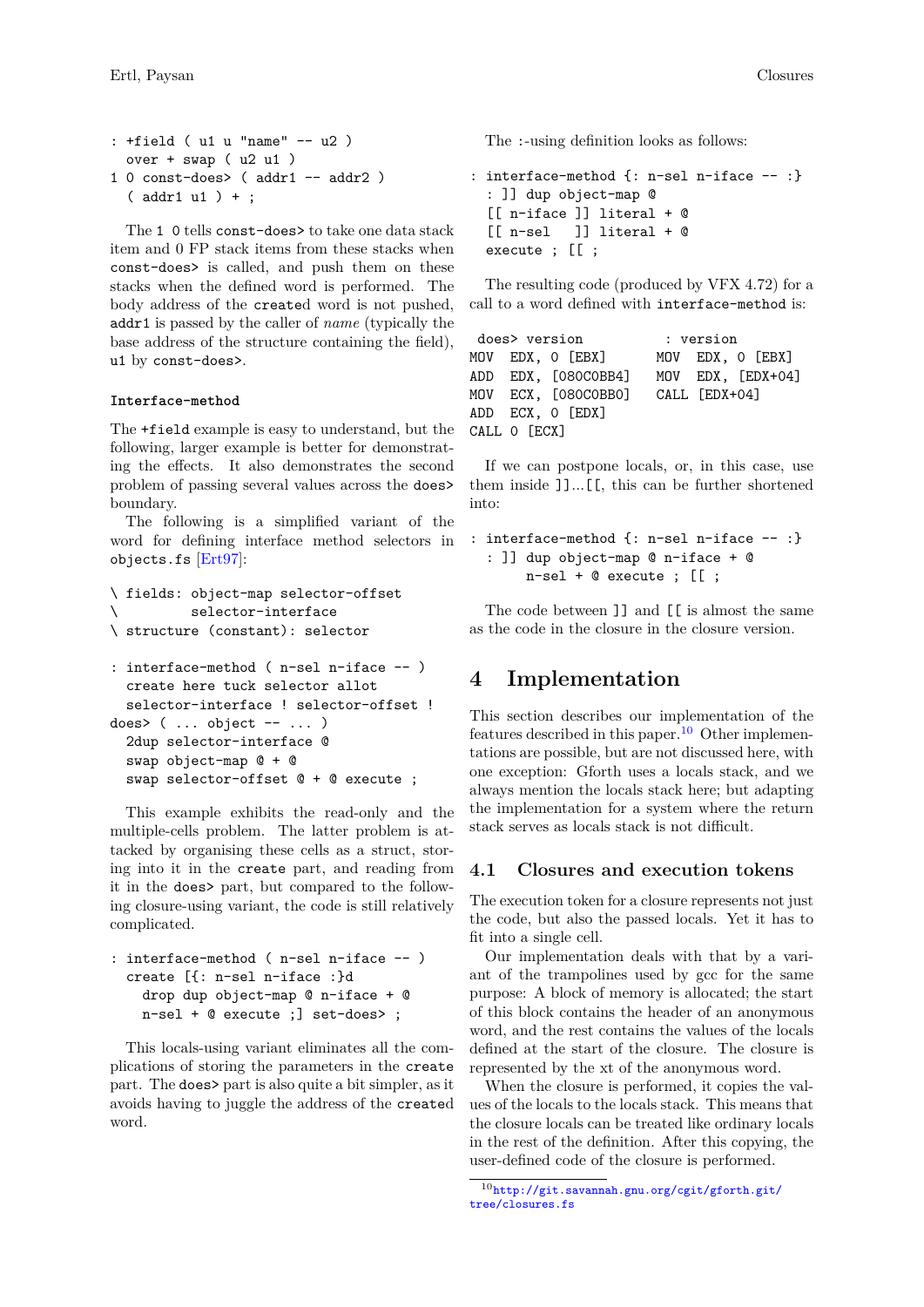```
: +field ( u1 u "name" -- u2 )
  over + swap ( u2 u1 )
1 0 const-does> ( addr1 -- addr2 )
  ( addr1 u1 ) + ;
```

The `1 0` tells `const-does>` to take one data stack item and 0 FP stack items from these stacks when `const-does>` is called, and push them on these stacks when the defined word is performed. The body address of the `create`d word is not pushed, `addr1` is passed by the caller of *name* (typically the base address of the structure containing the field), `u1` by `const-does>`.

#### Interface-method

The `+field` example is easy to understand, but the following, larger example is better for demonstrating the effects. It also demonstrates the second problem of passing several values across the `does>` boundary.

The following is a simplified variant of the word for defining interface method selectors in `objects.fs` [Ert97]:

```
\ fields: object-map selector-offset
\         selector-interface
\ structure (constant): selector

: interface-method ( n-sel n-iface -- )
  create here tuck selector allot
  selector-interface ! selector-offset !
does> ( ... object -- ... )
  2dup selector-interface @
  swap object-map @ + @
  swap selector-offset @ + @ execute ;
```

This example exhibits the read-only and the multiple-cells problem. The latter problem is attacked by organising these cells as a struct, storing into it in the `create` part, and reading from it in the `does>` part, but compared to the following closure-using variant, the code is still relatively complicated.

```
: interface-method ( n-sel n-iface -- )
  create [{: n-sel n-iface :}d
    drop dup object-map @ n-iface + @
    n-sel + @ execute ;] set-does> ;
```

This locals-using variant eliminates all the complications of storing the parameters in the `create` part. The `does>` part is also quite a bit simpler, as it avoids having to juggle the address of the `create`d word.

The `:`-using definition looks as follows:

```
: interface-method {: n-sel n-iface -- :}
  : ]] dup object-map @
  [[ n-iface ]] literal + @
  [[ n-sel   ]] literal + @
  execute ; [[ ;
```

The resulting code (produced by VFX 4.72) for a call to a word defined with `interface-method` is:

```
 does> version           : version
MOV  EDX, 0 [EBX]       MOV  EDX, 0 [EBX]
ADD  EDX, [080C0BB4]    MOV  EDX, [EDX+04]
MOV  ECX, [080C0BB0]    CALL [EDX+04]
ADD  ECX, 0 [EDX]
CALL 0 [ECX]
```

If we can postpone locals, or, in this case, use them inside `]]`...`[[`, this can be further shortened into:

```
: interface-method {: n-sel n-iface -- :}
  : ]] dup object-map @ n-iface + @
       n-sel + @ execute ; [[ ;
```

The code between `]]` and `[[` is almost the same as the code in the closure in the closure version.

## 4 Implementation

This section describes our implementation of the features described in this paper.[10] Other implementations are possible, but are not discussed here, with one exception: Gforth uses a locals stack, and we always mention the locals stack here; but adapting the implementation for a system where the return stack serves as locals stack is not difficult.

### 4.1 Closures and execution tokens

The execution token for a closure represents not just the code, but also the passed locals. Yet it has to fit into a single cell.

Our implementation deals with that by a variant of the trampolines used by gcc for the same purpose: A block of memory is allocated; the start of this block contains the header of an anonymous word, and the rest contains the values of the locals defined at the start of the closure. The closure is represented by the xt of the anonymous word.

When the closure is performed, it copies the values of the locals to the locals stack. This means that the closure locals can be treated like ordinary locals in the rest of the definition. After this copying, the user-defined code of the closure is performed.

[10] http://git.savannah.gnu.org/cgit/gforth.git/tree/closures.fs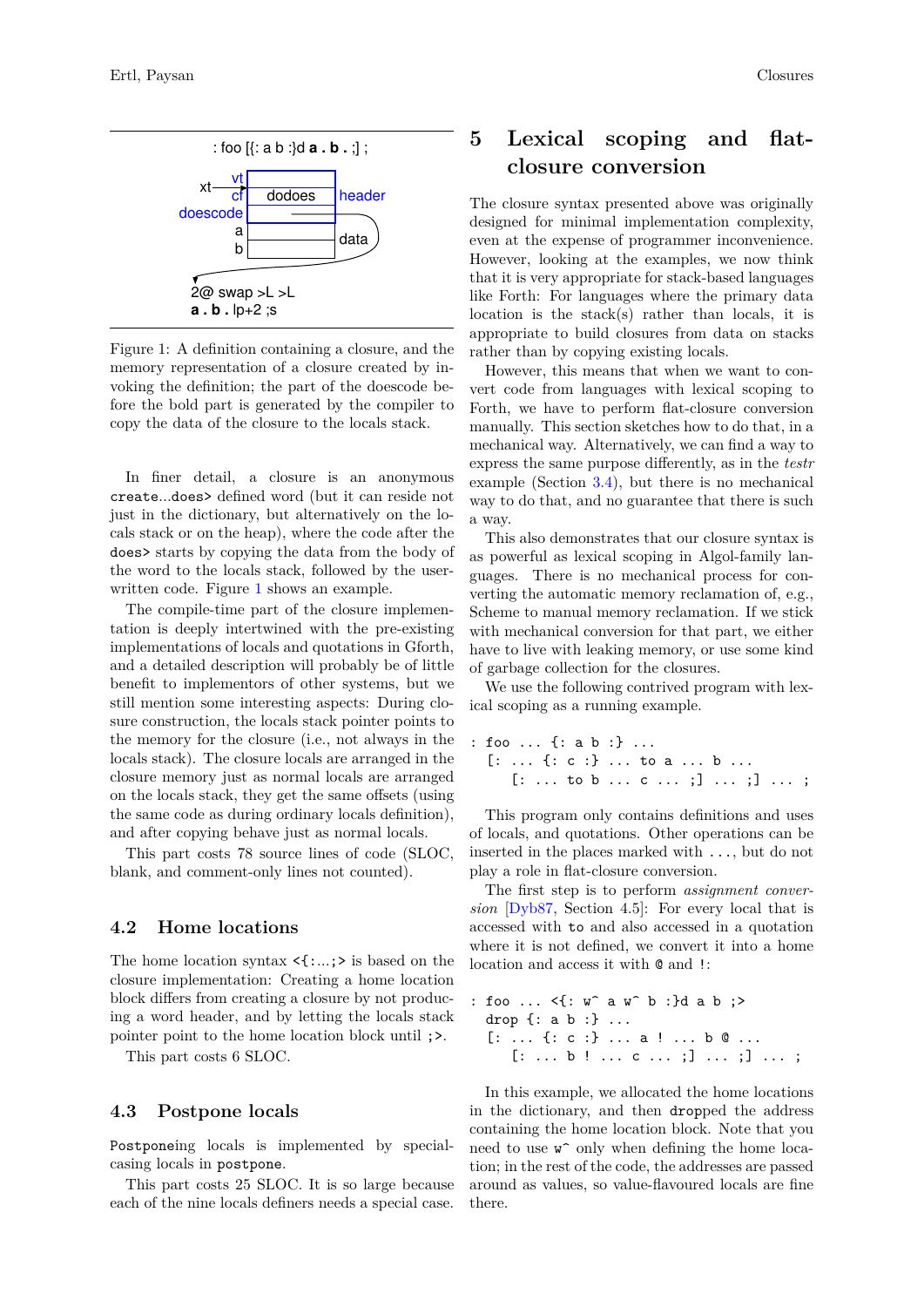: foo [{: a b :}d **a . b .** ;] ;

```
        vt  +----------+
  xt--> cf  |  dodoes  |  header
  doescode  |          |
         a  +----------+
         b  |          |  data
            +----------+
  2@ swap >L >L
  a . b . lp+2 ;s
```

Figure 1: A definition containing a closure, and the memory representation of a closure created by invoking the definition; the part of the doescode before the bold part is generated by the compiler to copy the data of the closure to the locals stack.

In finer detail, a closure is an anonymous `create`...`does>` defined word (but it can reside not just in the dictionary, but alternatively on the locals stack or on the heap), where the code after the `does>` starts by copying the data from the body of the word to the locals stack, followed by the user-written code. Figure 1 shows an example.

The compile-time part of the closure implementation is deeply intertwined with the pre-existing implementations of locals and quotations in Gforth, and a detailed description will probably be of little benefit to implementors of other systems, but we still mention some interesting aspects: During closure construction, the locals stack pointer points to the memory for the closure (i.e., not always in the locals stack). The closure locals are arranged in the closure memory just as normal locals are arranged on the locals stack, they get the same offsets (using the same code as during ordinary locals definition), and after copying behave just as normal locals.

This part costs 78 source lines of code (SLOC, blank, and comment-only lines not counted).

## 4.2 Home locations

The home location syntax `<{:...;>` is based on the closure implementation: Creating a home location block differs from creating a closure by not producing a word header, and by letting the locals stack pointer point to the home location block until `;>`.

This part costs 6 SLOC.

## 4.3 Postpone locals

`Postpone`ing locals is implemented by special-casing locals in `postpone`.

This part costs 25 SLOC. It is so large because each of the nine locals definers needs a special case.

# 5 Lexical scoping and flat-closure conversion

The closure syntax presented above was originally designed for minimal implementation complexity, even at the expense of programmer inconvenience. However, looking at the examples, we now think that it is very appropriate for stack-based languages like Forth: For languages where the primary data location is the stack(s) rather than locals, it is appropriate to build closures from data on stacks rather than by copying existing locals.

However, this means that when we want to convert code from languages with lexical scoping to Forth, we have to perform flat-closure conversion manually. This section sketches how to do that, in a mechanical way. Alternatively, we can find a way to express the same purpose differently, as in the *testr* example (Section 3.4), but there is no mechanical way to do that, and no guarantee that there is such a way.

This also demonstrates that our closure syntax is as powerful as lexical scoping in Algol-family languages. There is no mechanical process for converting the automatic memory reclamation of, e.g., Scheme to manual memory reclamation. If we stick with mechanical conversion for that part, we either have to live with leaking memory, or use some kind of garbage collection for the closures.

We use the following contrived program with lexical scoping as a running example.

```
: foo ... {: a b :} ...
  [: ... {: c :} ... to a ... b ...
     [: ... to b ... c ... ;] ... ;] ... ;
```

This program only contains definitions and uses of locals, and quotations. Other operations can be inserted in the places marked with `...`, but do not play a role in flat-closure conversion.

The first step is to perform *assignment conversion* [Dyb87, Section 4.5]: For every local that is accessed with `to` and also accessed in a quotation where it is not defined, we convert it into a home location and access it with `@` and `!`:

```
: foo ... <{: w^ a w^ b :}d a b ;>
  drop {: a b :} ...
  [: ... {: c :} ... a ! ... b @ ...
     [: ... b ! ... c ... ;] ... ;] ... ;
```

In this example, we allocated the home locations in the dictionary, and then `drop`ped the address containing the home location block. Note that you need to use `w^` only when defining the home location; in the rest of the code, the addresses are passed around as values, so value-flavoured locals are fine there.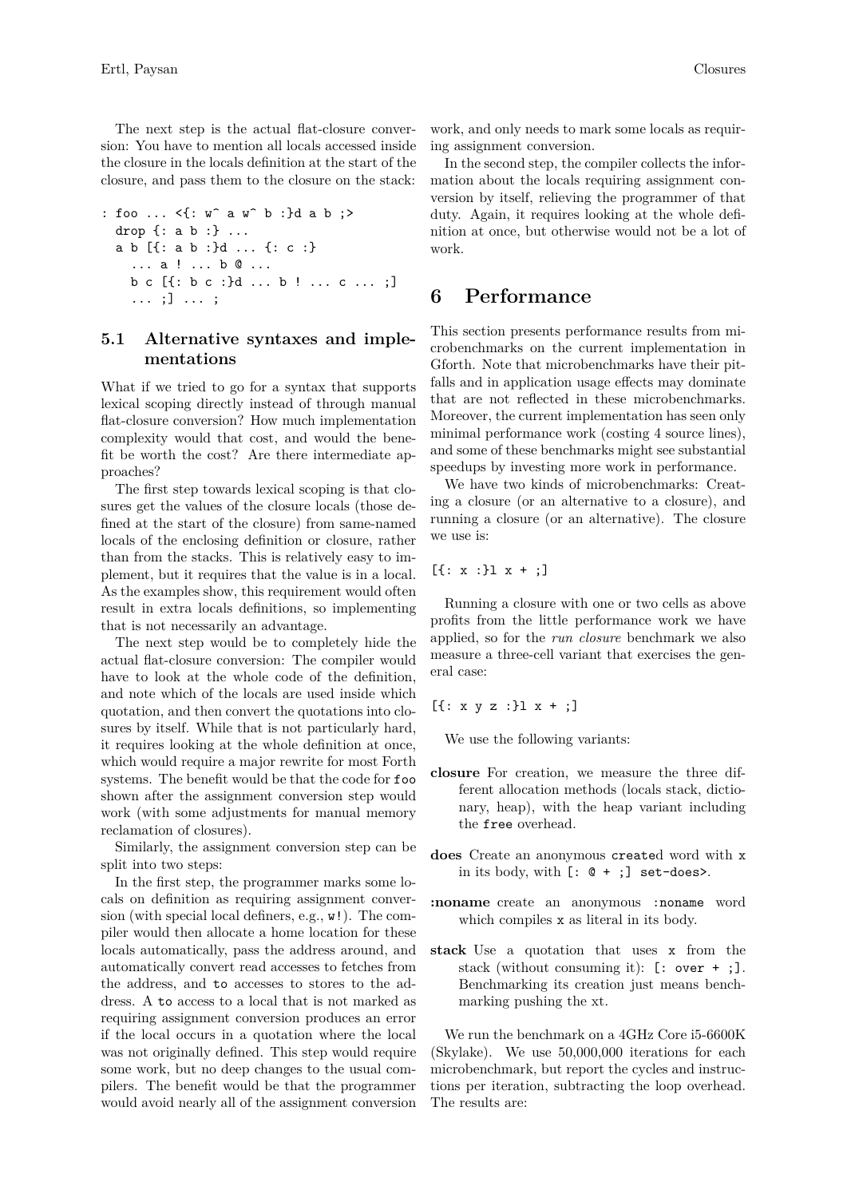The next step is the actual flat-closure conversion: You have to mention all locals accessed inside the closure in the locals definition at the start of the closure, and pass them to the closure on the stack:

```
: foo ... <{: w^ a w^ b :}d a b ;>
  drop {: a b :} ...
  a b [{: a b :}d ... {: c :}
    ... a ! ... b @ ...
    b c [{: b c :}d ... b ! ... c ... ;]
    ... ;] ... ;
```

### 5.1 Alternative syntaxes and implementations

What if we tried to go for a syntax that supports lexical scoping directly instead of through manual flat-closure conversion? How much implementation complexity would that cost, and would the benefit be worth the cost? Are there intermediate approaches?

The first step towards lexical scoping is that closures get the values of the closure locals (those defined at the start of the closure) from same-named locals of the enclosing definition or closure, rather than from the stacks. This is relatively easy to implement, but it requires that the value is in a local. As the examples show, this requirement would often result in extra locals definitions, so implementing that is not necessarily an advantage.

The next step would be to completely hide the actual flat-closure conversion: The compiler would have to look at the whole code of the definition, and note which of the locals are used inside which quotation, and then convert the quotations into closures by itself. While that is not particularly hard, it requires looking at the whole definition at once, which would require a major rewrite for most Forth systems. The benefit would be that the code for `foo` shown after the assignment conversion step would work (with some adjustments for manual memory reclamation of closures).

Similarly, the assignment conversion step can be split into two steps:

In the first step, the programmer marks some locals on definition as requiring assignment conversion (with special local definers, e.g., `w!`). The compiler would then allocate a home location for these locals automatically, pass the address around, and automatically convert read accesses to fetches from the address, and `to` accesses to stores to the address. A `to` access to a local that is not marked as requiring assignment conversion produces an error if the local occurs in a quotation where the local was not originally defined. This step would require some work, but no deep changes to the usual compilers. The benefit would be that the programmer would avoid nearly all of the assignment conversion work, and only needs to mark some locals as requiring assignment conversion.

In the second step, the compiler collects the information about the locals requiring assignment conversion by itself, relieving the programmer of that duty. Again, it requires looking at the whole definition at once, but otherwise would not be a lot of work.

## 6 Performance

This section presents performance results from microbenchmarks on the current implementation in Gforth. Note that microbenchmarks have their pitfalls and in application usage effects may dominate that are not reflected in these microbenchmarks. Moreover, the current implementation has seen only minimal performance work (costing 4 source lines), and some of these benchmarks might see substantial speedups by investing more work in performance.

We have two kinds of microbenchmarks: Creating a closure (or an alternative to a closure), and running a closure (or an alternative). The closure we use is:

```
[{: x :}l x + ;]
```

Running a closure with one or two cells as above profits from the little performance work we have applied, so for the *run closure* benchmark we also measure a three-cell variant that exercises the general case:

```
[{: x y z :}l x + ;]
```

We use the following variants:

**closure** For creation, we measure the three different allocation methods (locals stack, dictionary, heap), with the heap variant including the `free` overhead.

**does** Create an anonymous `create`d word with `x` in its body, with `[: @ + ;] set-does>`.

**:noname** create an anonymous `:noname` word which compiles `x` as literal in its body.

**stack** Use a quotation that uses `x` from the stack (without consuming it): `[: over + ;]`. Benchmarking its creation just means benchmarking pushing the xt.

We run the benchmark on a 4GHz Core i5-6600K (Skylake). We use 50,000,000 iterations for each microbenchmark, but report the cycles and instructions per iteration, subtracting the loop overhead. The results are: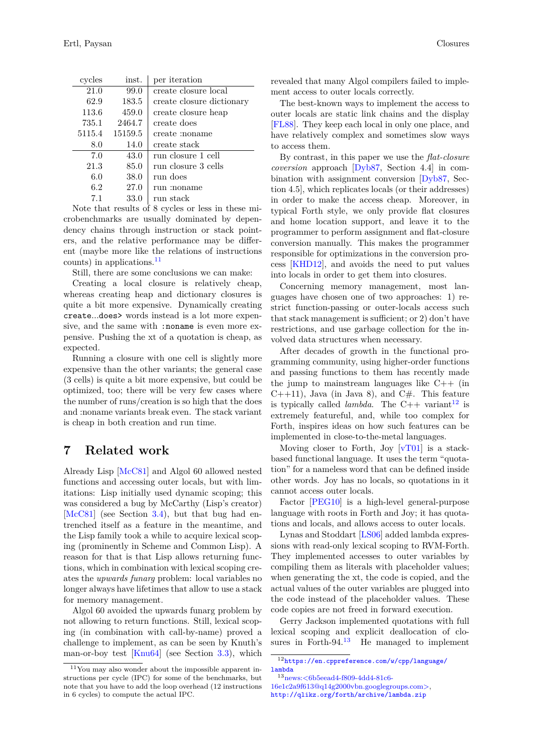| cycles | inst. | per iteration |
|---|---|---|
| 21.0 | 99.0 | create closure local |
| 62.9 | 183.5 | create closure dictionary |
| 113.6 | 459.0 | create closure heap |
| 735.1 | 2464.7 | create does |
| 5115.4 | 15159.5 | create :noname |
| 8.0 | 14.0 | create stack |
| 7.0 | 43.0 | run closure 1 cell |
| 21.3 | 85.0 | run closure 3 cells |
| 6.0 | 38.0 | run does |
| 6.2 | 27.0 | run :noname |
| 7.1 | 33.0 | run stack |

Note that results of 8 cycles or less in these microbenchmarks are usually dominated by dependency chains through instruction or stack pointers, and the relative performance may be different (maybe more like the relations of instructions counts) in applications.[11]

Still, there are some conclusions we can make:

Creating a local closure is relatively cheap, whereas creating heap and dictionary closures is quite a bit more expensive. Dynamically creating `create...does>` words instead is a lot more expensive, and the same with `:noname` is even more expensive. Pushing the xt of a quotation is cheap, as expected.

Running a closure with one cell is slightly more expensive than the other variants; the general case (3 cells) is quite a bit more expensive, but could be optimized, too; there will be very few cases where the number of runs/creation is so high that the does and :noname variants break even. The stack variant is cheap in both creation and run time.

## 7 Related work

Already Lisp [McC81] and Algol 60 allowed nested functions and accessing outer locals, but with limitations: Lisp initially used dynamic scoping; this was considered a bug by McCarthy (Lisp's creator) [McC81] (see Section 3.4), but that bug had entrenched itself as a feature in the meantime, and the Lisp family took a while to acquire lexical scoping (prominently in Scheme and Common Lisp). A reason for that is that Lisp allows returning functions, which in combination with lexical scoping creates the *upwards funarg* problem: local variables no longer always have lifetimes that allow to use a stack for memory management.

Algol 60 avoided the upwards funarg problem by not allowing to return functions. Still, lexical scoping (in combination with call-by-name) proved a challenge to implement, as can be seen by Knuth's man-or-boy test [Knu64] (see Section 3.3), which revealed that many Algol compilers failed to implement access to outer locals correctly.

The best-known ways to implement the access to outer locals are static link chains and the display [FL88]. They keep each local in only one place, and have relatively complex and sometimes slow ways to access them.

By contrast, in this paper we use the *flat-closure coversion* approach [Dyb87, Section 4.4] in combination with assignment conversion [Dyb87, Section 4.5], which replicates locals (or their addresses) in order to make the access cheap. Moreover, in typical Forth style, we only provide flat closures and home location support, and leave it to the programmer to perform assignment and flat-closure conversion manually. This makes the programmer responsible for optimizations in the conversion process [KHD12], and avoids the need to put values into locals in order to get them into closures.

Concerning memory management, most languages have chosen one of two approaches: 1) restrict function-passing or outer-locals access such that stack management is sufficient; or 2) don't have restrictions, and use garbage collection for the involved data structures when necessary.

After decades of growth in the functional programming community, using higher-order functions and passing functions to them has recently made the jump to mainstream languages like C++ (in C++11), Java (in Java 8), and C#. This feature is typically called *lambda*. The C++ variant[12] is extremely featureful, and, while too complex for Forth, inspires ideas on how such features can be implemented in close-to-the-metal languages.

Moving closer to Forth, Joy [vT01] is a stack-based functional language. It uses the term "quotation" for a nameless word that can be defined inside other words. Joy has no locals, so quotations in it cannot access outer locals.

Factor [PEG10] is a high-level general-purpose language with roots in Forth and Joy; it has quotations and locals, and allows access to outer locals.

Lynas and Stoddart [LS06] added lambda expressions with read-only lexical scoping to RVM-Forth. They implemented accesses to outer variables by compiling them as literals with placeholder values; when generating the xt, the code is copied, and the actual values of the outer variables are plugged into the code instead of the placeholder values. These code copies are not freed in forward execution.

Gerry Jackson implemented quotations with full lexical scoping and explicit deallocation of closures in Forth-94.[13] He managed to implement

[11] You may also wonder about the impossible apparent instructions per cycle (IPC) for some of the benchmarks, but note that you have to add the loop overhead (12 instructions in 6 cycles) to compute the actual IPC.

[12] https://en.cppreference.com/w/cpp/language/lambda

[13] news:<6b5eead4-f809-4dd4-81c6-16e1c2a9f613@q14g2000vbn.googlegroups.com>, http://qlikz.org/forth/archive/lambda.zip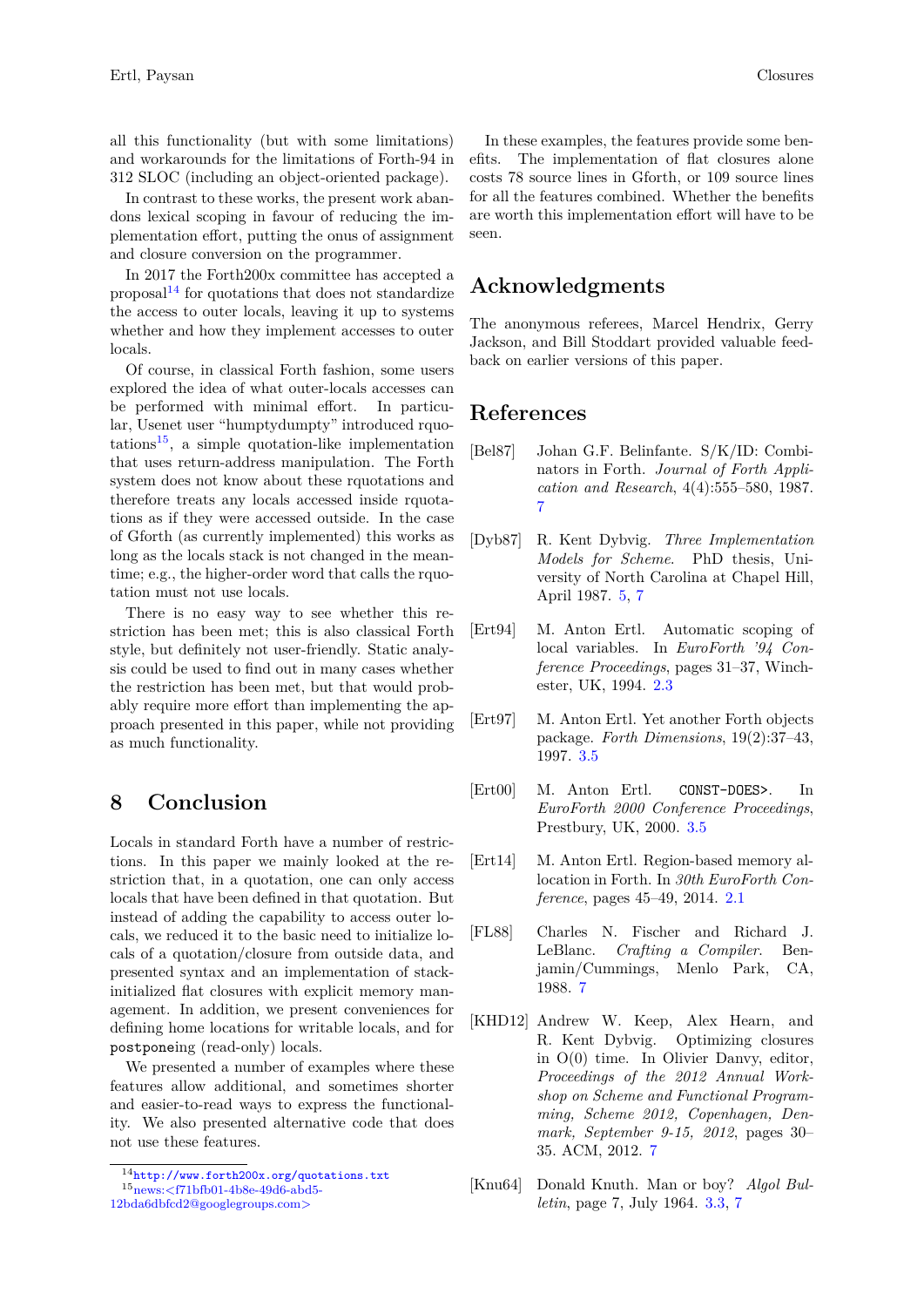all this functionality (but with some limitations) and workarounds for the limitations of Forth-94 in 312 SLOC (including an object-oriented package).

In contrast to these works, the present work abandons lexical scoping in favour of reducing the implementation effort, putting the onus of assignment and closure conversion on the programmer.

In 2017 the Forth200x committee has accepted a proposal[14] for quotations that does not standardize the access to outer locals, leaving it up to systems whether and how they implement accesses to outer locals.

Of course, in classical Forth fashion, some users explored the idea of what outer-locals accesses can be performed with minimal effort. In particular, Usenet user "humptydumpty" introduced rquotations[15], a simple quotation-like implementation that uses return-address manipulation. The Forth system does not know about these rquotations and therefore treats any locals accessed inside rquotations as if they were accessed outside. In the case of Gforth (as currently implemented) this works as long as the locals stack is not changed in the meantime; e.g., the higher-order word that calls the rquotation must not use locals.

There is no easy way to see whether this restriction has been met; this is also classical Forth style, but definitely not user-friendly. Static analysis could be used to find out in many cases whether the restriction has been met, but that would probably require more effort than implementing the approach presented in this paper, while not providing as much functionality.

## 8 Conclusion

Locals in standard Forth have a number of restrictions. In this paper we mainly looked at the restriction that, in a quotation, one can only access locals that have been defined in that quotation. But instead of adding the capability to access outer locals, we reduced it to the basic need to initialize locals of a quotation/closure from outside data, and presented syntax and an implementation of stack-initialized flat closures with explicit memory management. In addition, we present conveniences for defining home locations for writable locals, and for `postpone`ing (read-only) locals.

We presented a number of examples where these features allow additional, and sometimes shorter and easier-to-read ways to express the functionality. We also presented alternative code that does not use these features.

In these examples, the features provide some benefits. The implementation of flat closures alone costs 78 source lines in Gforth, or 109 source lines for all the features combined. Whether the benefits are worth this implementation effort will have to be seen.

## Acknowledgments

The anonymous referees, Marcel Hendrix, Gerry Jackson, and Bill Stoddart provided valuable feedback on earlier versions of this paper.

## References

[Bel87] Johan G.F. Belinfante. S/K/ID: Combinators in Forth. *Journal of Forth Application and Research*, 4(4):555–580, 1987. 7

[Dyb87] R. Kent Dybvig. *Three Implementation Models for Scheme*. PhD thesis, University of North Carolina at Chapel Hill, April 1987. 5, 7

[Ert94] M. Anton Ertl. Automatic scoping of local variables. In *EuroForth '94 Conference Proceedings*, pages 31–37, Winchester, UK, 1994. 2.3

[Ert97] M. Anton Ertl. Yet another Forth objects package. *Forth Dimensions*, 19(2):37–43, 1997. 3.5

[Ert00] M. Anton Ertl. `CONST-DOES>`. In *EuroForth 2000 Conference Proceedings*, Prestbury, UK, 2000. 3.5

[Ert14] M. Anton Ertl. Region-based memory allocation in Forth. In *30th EuroForth Conference*, pages 45–49, 2014. 2.1

[FL88] Charles N. Fischer and Richard J. LeBlanc. *Crafting a Compiler*. Benjamin/Cummings, Menlo Park, CA, 1988. 7

[KHD12] Andrew W. Keep, Alex Hearn, and R. Kent Dybvig. Optimizing closures in O(0) time. In Olivier Danvy, editor, *Proceedings of the 2012 Annual Workshop on Scheme and Functional Programming, Scheme 2012, Copenhagen, Denmark, September 9-15, 2012*, pages 30–35. ACM, 2012. 7

[Knu64] Donald Knuth. Man or boy? *Algol Bulletin*, page 7, July 1964. 3.3, 7

---

[14] http://www.forth200x.org/quotations.txt

[15] news:<f71bfb01-4b8e-49d6-abd5-12bda6dbfcd2@googlegroups.com>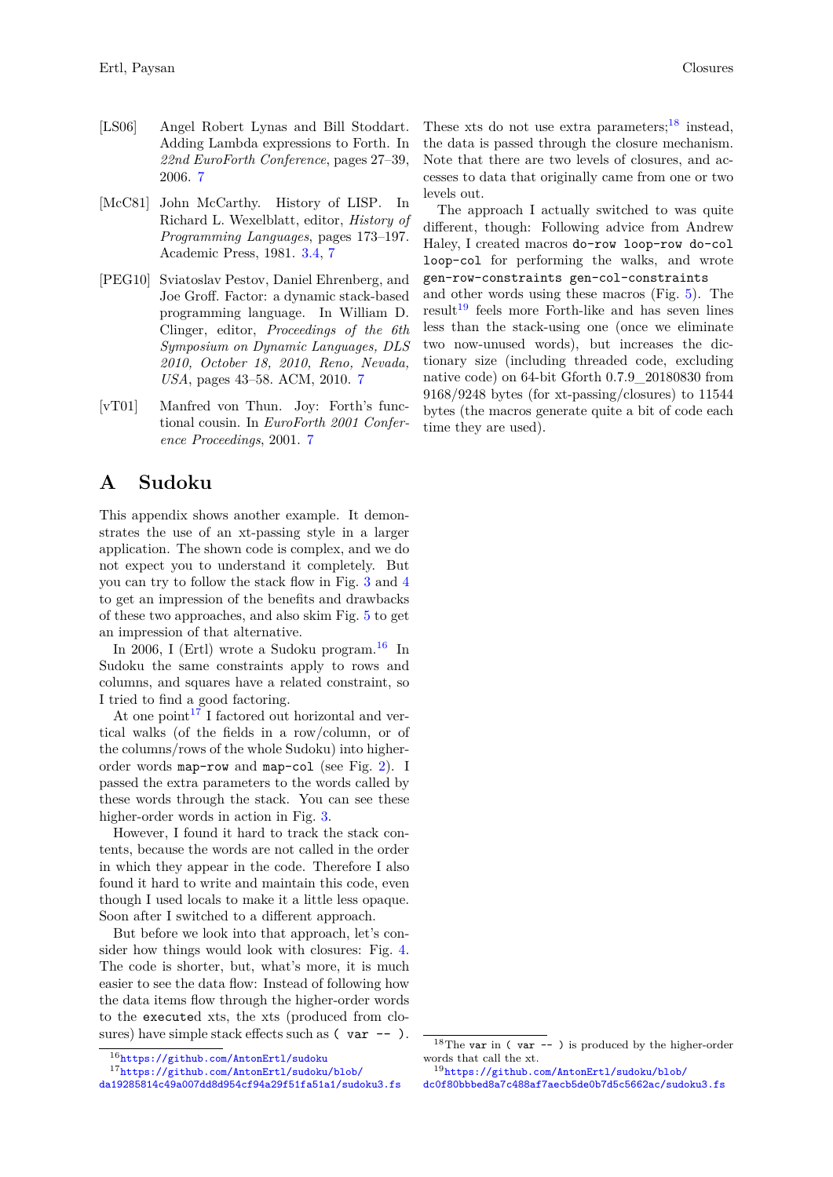- [LS06] Angel Robert Lynas and Bill Stoddart. Adding Lambda expressions to Forth. In *22nd EuroForth Conference*, pages 27–39, 2006. 7
- [McC81] John McCarthy. History of LISP. In Richard L. Wexelblatt, editor, *History of Programming Languages*, pages 173–197. Academic Press, 1981. 3.4, 7
- [PEG10] Sviatoslav Pestov, Daniel Ehrenberg, and Joe Groff. Factor: a dynamic stack-based programming language. In William D. Clinger, editor, *Proceedings of the 6th Symposium on Dynamic Languages, DLS 2010, October 18, 2010, Reno, Nevada, USA*, pages 43–58. ACM, 2010. 7
- [vT01] Manfred von Thun. Joy: Forth's functional cousin. In *EuroForth 2001 Conference Proceedings*, 2001. 7

# A Sudoku

This appendix shows another example. It demonstrates the use of an xt-passing style in a larger application. The shown code is complex, and we do not expect you to understand it completely. But you can try to follow the stack flow in Fig. 3 and 4 to get an impression of the benefits and drawbacks of these two approaches, and also skim Fig. 5 to get an impression of that alternative.

In 2006, I (Ertl) wrote a Sudoku program.[16] In Sudoku the same constraints apply to rows and columns, and squares have a related constraint, so I tried to find a good factoring.

At one point[17] I factored out horizontal and vertical walks (of the fields in a row/column, or of the columns/rows of the whole Sudoku) into higher-order words `map-row` and `map-col` (see Fig. 2). I passed the extra parameters to the words called by these words through the stack. You can see these higher-order words in action in Fig. 3.

However, I found it hard to track the stack contents, because the words are not called in the order in which they appear in the code. Therefore I also found it hard to write and maintain this code, even though I used locals to make it a little less opaque. Soon after I switched to a different approach.

But before we look into that approach, let's consider how things would look with closures: Fig. 4. The code is shorter, but, what's more, it is much easier to see the data flow: Instead of following how the data items flow through the higher-order words to the `execute`d xts, the xts (produced from closures) have simple stack effects such as `( var -- )`. These xts do not use extra parameters;[18] instead, the data is passed through the closure mechanism. Note that there are two levels of closures, and accesses to data that originally came from one or two levels out.

The approach I actually switched to was quite different, though: Following advice from Andrew Haley, I created macros `do-row loop-row do-col loop-col` for performing the walks, and wrote `gen-row-constraints gen-col-constraints` and other words using these macros (Fig. 5). The result[19] feels more Forth-like and has seven lines less than the stack-using one (once we eliminate two now-unused words), but increases the dictionary size (including threaded code, excluding native code) on 64-bit Gforth 0.7.9_20180830 from 9168/9248 bytes (for xt-passing/closures) to 11544 bytes (the macros generate quite a bit of code each time they are used).

---

[16] https://github.com/AntonErtl/sudoku

[17] https://github.com/AntonErtl/sudoku/blob/da19285814c49a007dd8d954cf94a29f51fa51a1/sudoku3.fs

[18] The `var` in `( var -- )` is produced by the higher-order words that call the xt.

[19] https://github.com/AntonErtl/sudoku/blob/dc0f80bbbed8a7c488af7aecb5de0b7d5c5662ac/sudoku3.fs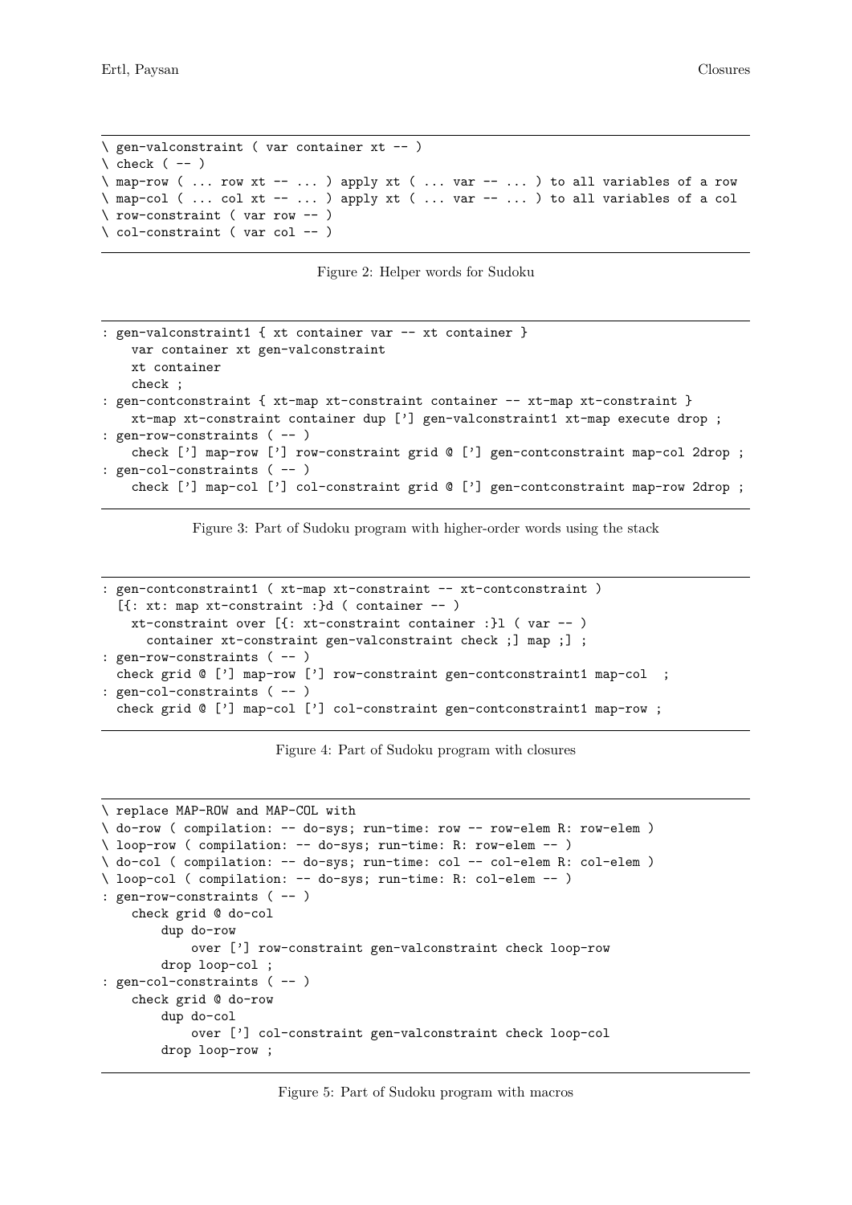```
\ gen-valconstraint ( var container xt -- )
\ check ( -- )
\ map-row ( ... row xt -- ... ) apply xt ( ... var -- ... ) to all variables of a row
\ map-col ( ... col xt -- ... ) apply xt ( ... var -- ... ) to all variables of a col
\ row-constraint ( var row -- )
\ col-constraint ( var col -- )
```

Figure 2: Helper words for Sudoku

```
: gen-valconstraint1 { xt container var -- xt container }
    var container xt gen-valconstraint
    xt container
    check ;
: gen-contconstraint { xt-map xt-constraint container -- xt-map xt-constraint }
    xt-map xt-constraint container dup ['] gen-valconstraint1 xt-map execute drop ;
: gen-row-constraints ( -- )
    check ['] map-row ['] row-constraint grid @ ['] gen-contconstraint map-col 2drop ;
: gen-col-constraints ( -- )
    check ['] map-col ['] col-constraint grid @ ['] gen-contconstraint map-row 2drop ;
```

Figure 3: Part of Sudoku program with higher-order words using the stack

```
: gen-contconstraint1 ( xt-map xt-constraint -- xt-contconstraint )
  [{: xt: map xt-constraint :}d ( container -- )
    xt-constraint over [{: xt-constraint container :}l ( var -- )
      container xt-constraint gen-valconstraint check ;] map ;] ;
: gen-row-constraints ( -- )
  check grid @ ['] map-row ['] row-constraint gen-contconstraint1 map-col  ;
: gen-col-constraints ( -- )
  check grid @ ['] map-col ['] col-constraint gen-contconstraint1 map-row ;
```

Figure 4: Part of Sudoku program with closures

```
\ replace MAP-ROW and MAP-COL with
\ do-row ( compilation: -- do-sys; run-time: row -- row-elem R: row-elem )
\ loop-row ( compilation: -- do-sys; run-time: R: row-elem -- )
\ do-col ( compilation: -- do-sys; run-time: col -- col-elem R: col-elem )
\ loop-col ( compilation: -- do-sys; run-time: R: col-elem -- )
: gen-row-constraints ( -- )
    check grid @ do-col
        dup do-row
            over ['] row-constraint gen-valconstraint check loop-row
        drop loop-col ;
: gen-col-constraints ( -- )
    check grid @ do-row
        dup do-col
            over ['] col-constraint gen-valconstraint check loop-col
        drop loop-row ;
```

Figure 5: Part of Sudoku program with macros